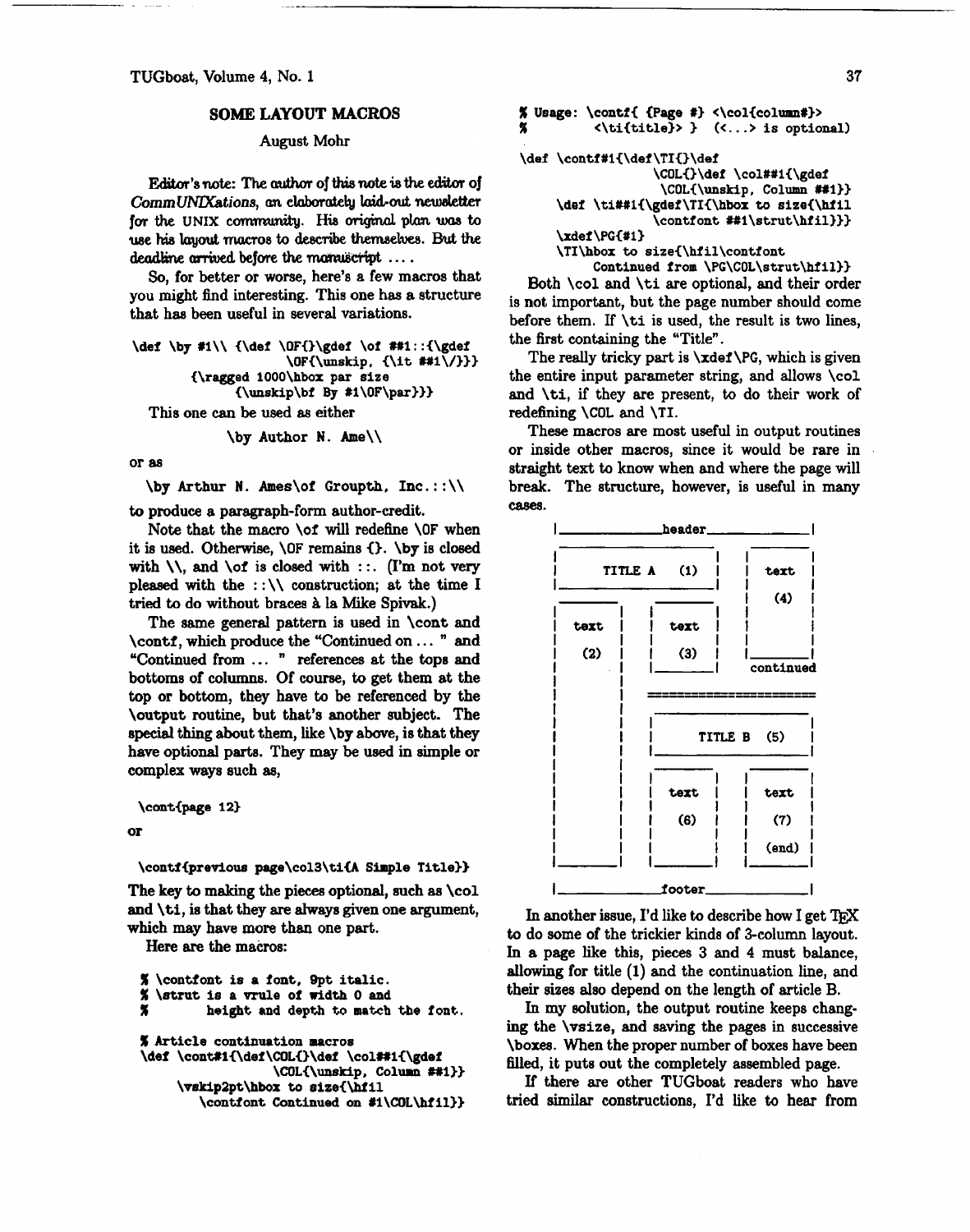## SOME LAYOUT MACROS

August Mohr

*Editor's note: The author of this note is the editor of CommUNIXations, an elaborately laid-out newsletter for the UNIX community. His original plan was to use his layout macros to describe themselves. But the deadline arrived before the manuscript ....*

So, for better or worse, here's a few macros that you might find interesting. This one has a structure that has been useful in several variations.

```
\def \by #1\\ {\def \OF{}\gdef \of ##1::{\gdef
                    \OF{\unskip, {\it ##1\/}}}
        {\ragged 1000\hbox par size
              {\unskip\bf By #1\OF\par}}}
```

This one can be used as either

```
\by Author N. Ame\\
```

or as

```
\by Arthur N. Ames\of Groupth, Inc.::\\
```

to produce a paragraph-form author-credit.

Note that the macro `\of` will redefine `\OF` when it is used. Otherwise, `\OF` remains `{}`. `\by` is closed with `\\`, and `\of` is closed with `::`. (I'm not very pleased with the `::\\` construction; at the time I tried to do without braces à la Mike Spivak.)

The same general pattern is used in `\cont` and `\contf`, which produce the "Continued on ... " and "Continued from ... " references at the tops and bottoms of columns. Of course, to get them at the top or bottom, they have to be referenced by the `\output` routine, but that's another subject. The special thing about them, like `\by` above, is that they have optional parts. They may be used in simple or complex ways such as,

```
\cont{page 12}
```

or

```
\contf{previous page\col3\ti{A Simple Title}}
```

The key to making the pieces optional, such as `\col` and `\ti`, is that they are always given one argument, which may have more than one part.

Here are the macros:

```
% \contfont is a font, 9pt italic.
% \strut is a vrule of width 0 and
%       height and depth to match the font.

% Article continuation macros
\def \cont#1{\def\COL{}\def \col##1{\gdef
                  \COL{\unskip, Column ##1}}
     \vskip2pt\hbox to size{\hfil
        \contfont Continued on #1\COL\hfil}}

% Usage: \contf{ {Page #} <\col{column#}>
%         <\ti{title}> }  (<...> is optional)

\def \contf#1{\def\TI{}\def
                 \COL{}\def \col##1{\gdef
                  \COL{\unskip, Column ##1}}
     \def \ti##1{\gdef\TI{\hbox to size{\hfil
                  \contfont ##1\strut\hfil}}}
     \xdef\PG{#1}
     \TI\hbox to size{\hfil\contfont
          Continued from \PG\COL\strut\hfil}}
```

Both `\col` and `\ti` are optional, and their order is not important, but the page number should come before them. If `\ti` is used, the result is two lines, the first containing the "Title".

The really tricky part is `\xdef\PG`, which is given the entire input parameter string, and allows `\col` and `\ti`, if they are present, to do their work of redefining `\COL` and `\TI`.

These macros are most useful in output routines or inside other macros, since it would be rare in straight text to know when and where the page will break. The structure, however, is useful in many cases.

```
|_______________header________________|

|                    |   |  _______   |
|     TITLE A  (1)   |   | |       |  |
|____________________|   | | text  |  |
 _______    _______      | |       |  |
|       |  |       |     | |  (4)  |  |
| text  |  | text  |     | |       |  |
|       |  |       |     | |_______|  |
|  (2)  |  |  (3)  |     | continued  |
|       |  |_______|     
|       |               ======================
|       |               _______________________
|       |              |                       |
|       |              |    TITLE B   (5)      |
|       |              |_______________________|
|       |               _______     _______
|       |              |       |   |       |
|       |              | text  |   | text  |
|       |              |       |   |       |
|       |              |  (6)  |   |  (7)  |
|       |              |       |   |       |
|       |              |       |   | (end) |
|_______|              |_______|   |_______|

|_______________footer________________|
```

In another issue, I'd like to describe how I get TeX to do some of the trickier kinds of 3-column layout. In a page like this, pieces 3 and 4 must balance, allowing for title (1) and the continuation line, and their sizes also depend on the length of article B.

In my solution, the output routine keeps changing the `\vsize`, and saving the pages in successive `\boxes`. When the proper number of boxes have been filled, it puts out the completely assembled page.

If there are other TUGboat readers who have tried similar constructions, I'd like to hear from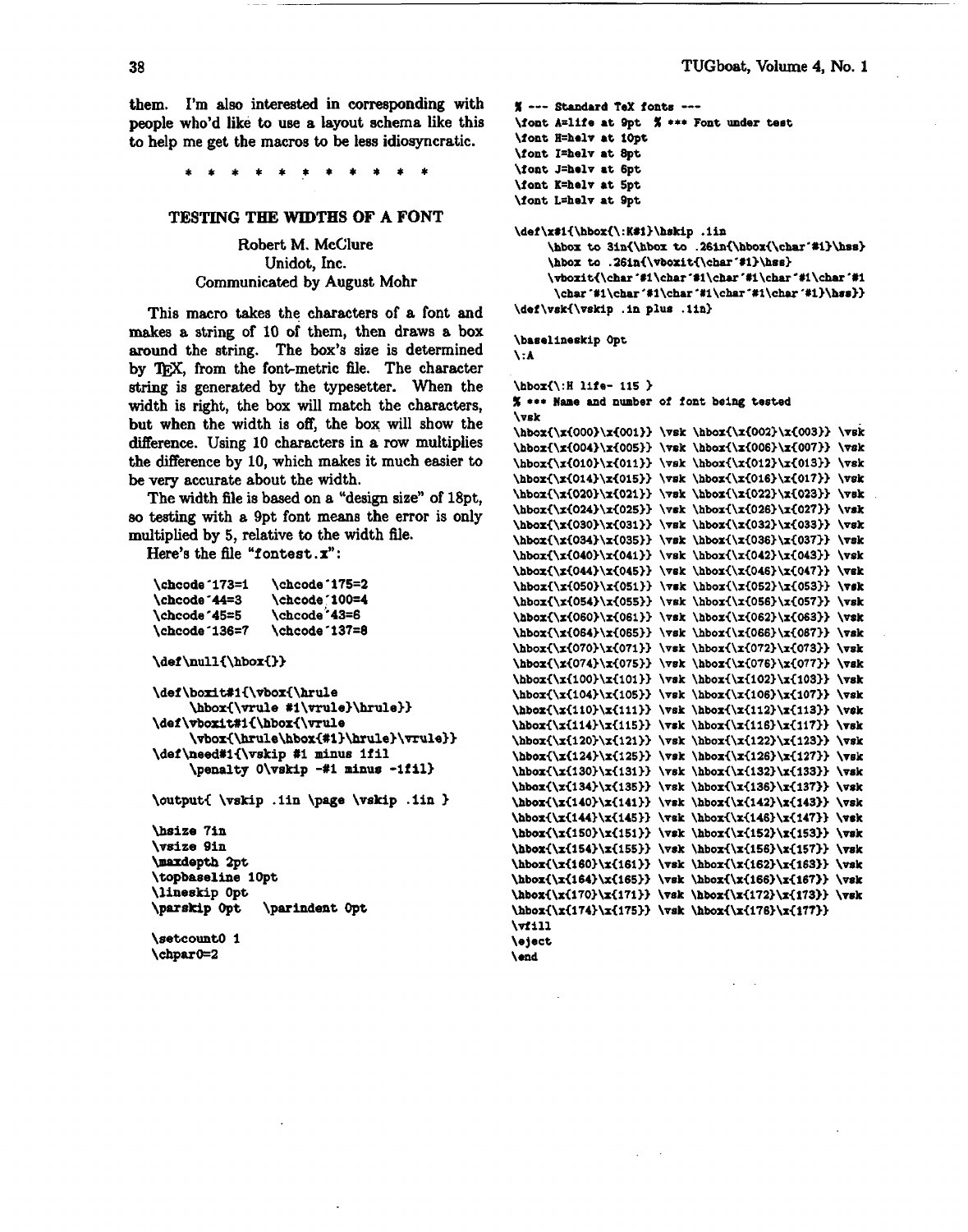them. I'm also interested in corresponding with people who'd like to use a layout schema like this to help me get the macros to be less idiosyncratic.

\* \* \* \* \* \* \* \* \* \* \*

## TESTING THE WIDTHS OF A FONT

Robert M. McClure
Unidot, Inc.
Communicated by August Mohr

This macro takes the characters of a font and makes a string of 10 of them, then draws a box around the string. The box's size is determined by TEX, from the font-metric file. The character string is generated by the typesetter. When the width is right, the box will match the characters, but when the width is off, the box will show the difference. Using 10 characters in a row multiplies the difference by 10, which makes it much easier to be very accurate about the width.

The width file is based on a "design size" of 18pt, so testing with a 9pt font means the error is only multiplied by 5, relative to the width file.

Here's the file "fontest.x":

```
\chcode'173=1    \chcode'175=2
\chcode'44=3     \chcode'100=4
\chcode'45=5     \chcode'43=6
\chcode'136=7    \chcode'137=8

\def\null{\hbox{}}

\def\boxit#1{\vbox{\hrule
     \hbox{\vrule #1\vrule}\hrule}}
\def\vboxit#1{\hbox{\vrule
     \vbox{\hrule\hbox{#1}\hrule}\vrule}}
\def\need#1{\vskip #1 minus 1fil
     \penalty 0\vskip -#1 minus -1fil}

\output{ \vskip .1in \page \vskip .1in }

\hsize 7in
\vsize 9in
\maxdepth 2pt
\topbaseline 10pt
\lineskip 0pt
\parskip 0pt   \parindent 0pt

\setcount0 1
\chpar0=2

% --- Standard TeX fonts ---
\font A=life at 9pt  % *** Font under test
\font H=helv at 10pt
\font I=helv at 8pt
\font J=helv at 6pt
\font K=helv at 5pt
\font L=helv at 9pt

\def\x#1{\hbox{\:K#1}\hskip .1in
     \hbox to 3in{\hbox to .26in{\hbox{\char'#1}\hss}
     \hbox to .26in{\vboxit{\char'#1}\hss}
     \vboxit{\char'#1\char'#1\char'#1\char'#1\char'#1
      \char'#1\char'#1\char'#1\char'#1\char'#1}\hss}}
\def\vsk{\vskip .1n plus .1in}

\baselineskip 0pt
\:A

\hbox{\:H life- 115 }
% *** Name and number of font being tested
\vsk
\hbox{\x{000}\x{001}} \vsk \hbox{\x{002}\x{003}} \vsk
\hbox{\x{004}\x{005}} \vsk \hbox{\x{006}\x{007}} \vsk
\hbox{\x{010}\x{011}} \vsk \hbox{\x{012}\x{013}} \vsk
\hbox{\x{014}\x{015}} \vsk \hbox{\x{016}\x{017}} \vsk
\hbox{\x{020}\x{021}} \vsk \hbox{\x{022}\x{023}} \vsk
\hbox{\x{024}\x{025}} \vsk \hbox{\x{026}\x{027}} \vsk
\hbox{\x{030}\x{031}} \vsk \hbox{\x{032}\x{033}} \vsk
\hbox{\x{034}\x{035}} \vsk \hbox{\x{036}\x{037}} \vsk
\hbox{\x{040}\x{041}} \vsk \hbox{\x{042}\x{043}} \vsk
\hbox{\x{044}\x{045}} \vsk \hbox{\x{046}\x{047}} \vsk
\hbox{\x{050}\x{051}} \vsk \hbox{\x{052}\x{053}} \vsk
\hbox{\x{054}\x{055}} \vsk \hbox{\x{056}\x{057}} \vsk
\hbox{\x{060}\x{061}} \vsk \hbox{\x{062}\x{063}} \vsk
\hbox{\x{064}\x{065}} \vsk \hbox{\x{066}\x{067}} \vsk
\hbox{\x{070}\x{071}} \vsk \hbox{\x{072}\x{073}} \vsk
\hbox{\x{074}\x{075}} \vsk \hbox{\x{076}\x{077}} \vsk
\hbox{\x{100}\x{101}} \vsk \hbox{\x{102}\x{103}} \vsk
\hbox{\x{104}\x{105}} \vsk \hbox{\x{106}\x{107}} \vsk
\hbox{\x{110}\x{111}} \vsk \hbox{\x{112}\x{113}} \vsk
\hbox{\x{114}\x{115}} \vsk \hbox{\x{116}\x{117}} \vsk
\hbox{\x{120}\x{121}} \vsk \hbox{\x{122}\x{123}} \vsk
\hbox{\x{124}\x{125}} \vsk \hbox{\x{126}\x{127}} \vsk
\hbox{\x{130}\x{131}} \vsk \hbox{\x{132}\x{133}} \vsk
\hbox{\x{134}\x{135}} \vsk \hbox{\x{136}\x{137}} \vsk
\hbox{\x{140}\x{141}} \vsk \hbox{\x{142}\x{143}} \vsk
\hbox{\x{144}\x{145}} \vsk \hbox{\x{146}\x{147}} \vsk
\hbox{\x{150}\x{151}} \vsk \hbox{\x{152}\x{153}} \vsk
\hbox{\x{154}\x{155}} \vsk \hbox{\x{156}\x{157}} \vsk
\hbox{\x{160}\x{161}} \vsk \hbox{\x{162}\x{163}} \vsk
\hbox{\x{164}\x{165}} \vsk \hbox{\x{166}\x{167}} \vsk
\hbox{\x{170}\x{171}} \vsk \hbox{\x{172}\x{173}} \vsk
\hbox{\x{174}\x{175}} \vsk \hbox{\x{176}\x{177}}
\vfill
\eject
\end
```